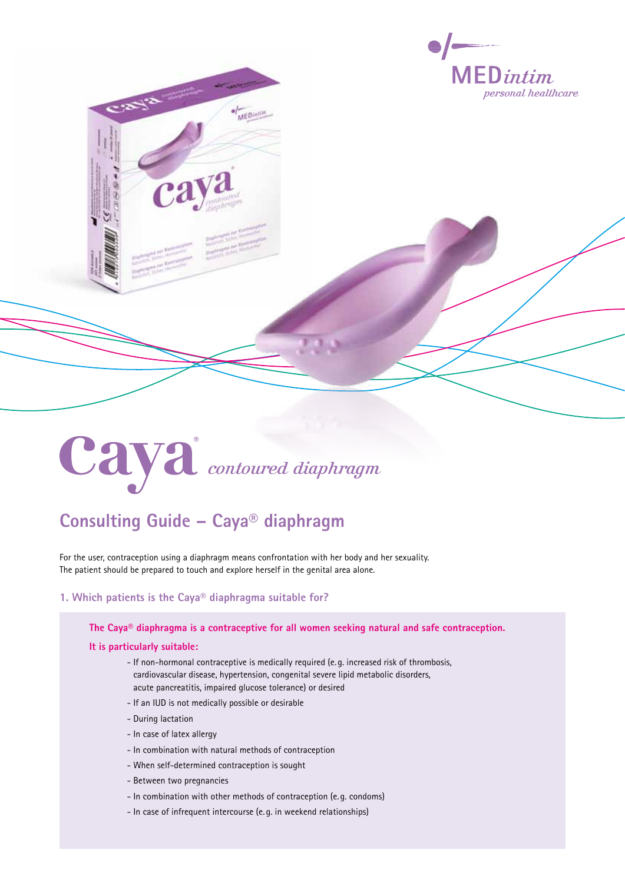MEDintim
*personal healthcare*

# Caya® *contoured diaphragm*

## Consulting Guide – Caya® diaphragm

For the user, contraception using a diaphragm means confrontation with her body and her sexuality. The patient should be prepared to touch and explore herself in the genital area alone.

### 1. Which patients is the Caya® diaphragma suitable for?

**The Caya® diaphragma is a contraceptive for all women seeking natural and safe contraception.**

**It is particularly suitable:**

- If non-hormonal contraceptive is medically required (e. g. increased risk of thrombosis, cardiovascular disease, hypertension, congenital severe lipid metabolic disorders, acute pancreatitis, impaired glucose tolerance) or desired
- If an IUD is not medically possible or desirable
- During lactation
- In case of latex allergy
- In combination with natural methods of contraception
- When self-determined contraception is sought
- Between two pregnancies
- In combination with other methods of contraception (e. g. condoms)
- In case of infrequent intercourse (e. g. in weekend relationships)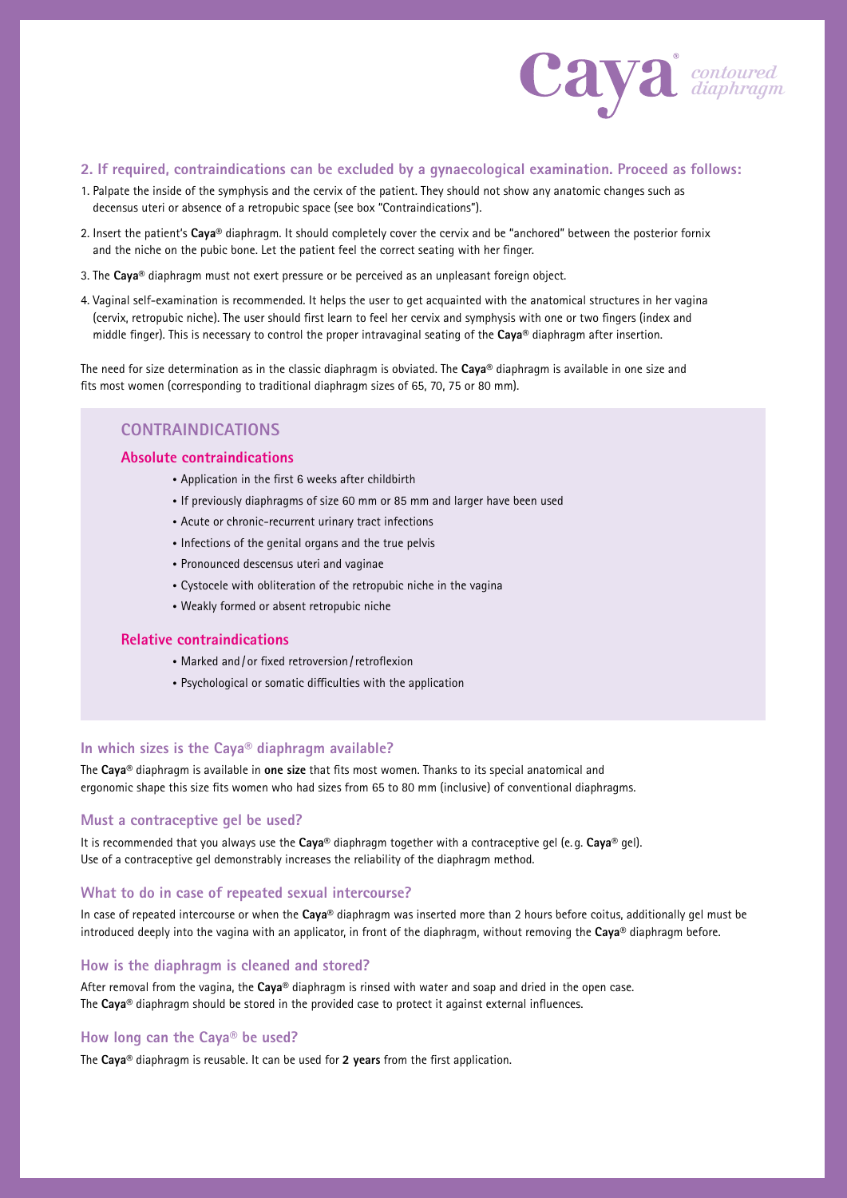## 2. If required, contraindications can be excluded by a gynaecological examination. Proceed as follows:

1. Palpate the inside of the symphysis and the cervix of the patient. They should not show any anatomic changes such as decensus uteri or absence of a retropubic space (see box "Contraindications").
2. Insert the patient's **Caya**® diaphragm. It should completely cover the cervix and be "anchored" between the posterior fornix and the niche on the pubic bone. Let the patient feel the correct seating with her finger.
3. The **Caya**® diaphragm must not exert pressure or be perceived as an unpleasant foreign object.
4. Vaginal self-examination is recommended. It helps the user to get acquainted with the anatomical structures in her vagina (cervix, retropubic niche). The user should first learn to feel her cervix and symphysis with one or two fingers (index and middle finger). This is necessary to control the proper intravaginal seating of the **Caya**® diaphragm after insertion.

The need for size determination as in the classic diaphragm is obviated. The **Caya**® diaphragm is available in one size and fits most women (corresponding to traditional diaphragm sizes of 65, 70, 75 or 80 mm).

## CONTRAINDICATIONS

### Absolute contraindications

- Application in the first 6 weeks after childbirth
- If previously diaphragms of size 60 mm or 85 mm and larger have been used
- Acute or chronic-recurrent urinary tract infections
- Infections of the genital organs and the true pelvis
- Pronounced descensus uteri and vaginae
- Cystocele with obliteration of the retropubic niche in the vagina
- Weakly formed or absent retropubic niche

### Relative contraindications

- Marked and / or fixed retroversion / retroflexion
- Psychological or somatic difficulties with the application

### In which sizes is the Caya® diaphragm available?

The **Caya**® diaphragm is available in **one size** that fits most women. Thanks to its special anatomical and ergonomic shape this size fits women who had sizes from 65 to 80 mm (inclusive) of conventional diaphragms.

### Must a contraceptive gel be used?

It is recommended that you always use the **Caya**® diaphragm together with a contraceptive gel (e. g. **Caya**® gel). Use of a contraceptive gel demonstrably increases the reliability of the diaphragm method.

### What to do in case of repeated sexual intercourse?

In case of repeated intercourse or when the **Caya**® diaphragm was inserted more than 2 hours before coitus, additionally gel must be introduced deeply into the vagina with an applicator, in front of the diaphragm, without removing the **Caya**® diaphragm before.

### How is the diaphragm is cleaned and stored?

After removal from the vagina, the **Caya**® diaphragm is rinsed with water and soap and dried in the open case. The **Caya**® diaphragm should be stored in the provided case to protect it against external influences.

### How long can the Caya® be used?

The **Caya**® diaphragm is reusable. It can be used for **2 years** from the first application.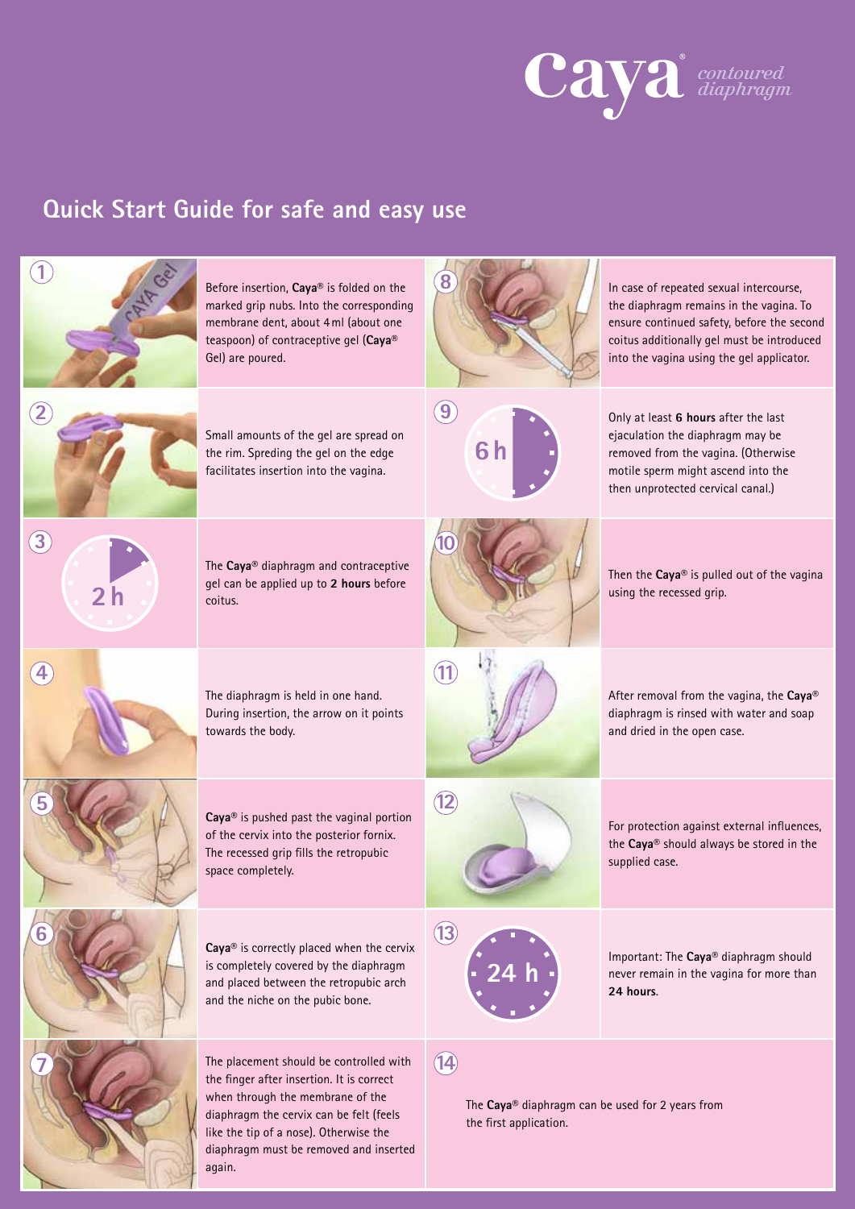**Caya®** *contoured diaphragm*

## Quick Start Guide for safe and easy use

1. Before insertion, **Caya®** is folded on the marked grip nubs. Into the corresponding membrane dent, about 4 ml (about one teaspoon) of contraceptive gel (**Caya®** Gel) are poured.

2. Small amounts of the gel are spread on the rim. Speding the gel on the edge facilitates insertion into the vagina.

3. The **Caya®** diaphragm and contraceptive gel can be applied up to **2 hours** before coitus.

4. The diaphragm is held in one hand. During insertion, the arrow on it points towards the body.

5. **Caya®** is pushed past the vaginal portion of the cervix into the posterior fornix. The recessed grip fills the retropubic space completely.

6. **Caya®** is correctly placed when the cervix is completely covered by the diaphragm and placed between the retropubic arch and the niche on the pubic bone.

7. The placement should be controlled with the finger after insertion. It is correct when through the membrane of the diaphragm the cervix can be felt (feels like the tip of a nose). Otherwise the diaphragm must be removed and inserted again.

8. In case of repeated sexual intercourse, the diaphragm remains in the vagina. To ensure continued safety, before the second coitus additionally gel must be introduced into the vagina using the gel applicator.

9. Only at least **6 hours** after the last ejaculation the diaphragm may be removed from the vagina. (Otherwise motile sperm might ascend into the then unprotected cervical canal.)

10. Then the **Caya®** is pulled out of the vagina using the recessed grip.

11. After removal from the vagina, the **Caya®** diaphragm is rinsed with water and soap and dried in the open case.

12. For protection against external influences, the **Caya®** should always be stored in the supplied case.

13. Important: The **Caya®** diaphragm should never remain in the vagina for more than **24 hours**.

14. The **Caya®** diaphragm can be used for 2 years from the first application.